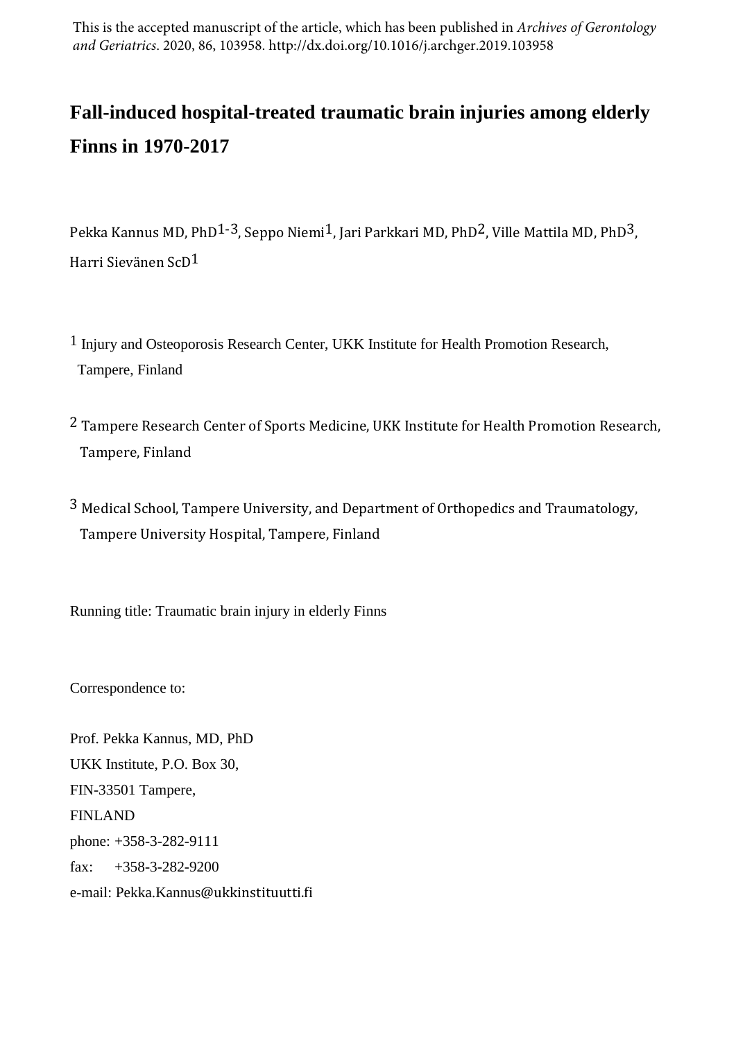This is the accepted manuscript of the article, which has been published in *Archives of Gerontology and Geriatrics*. 2020, 86, 103958. http://dx.doi.org/10.1016/j.archger.2019.103958

# Fall-induced hospital-treated traumatic brain injuries among elderly Finns in 1970-2017

Pekka Kannus MD, PhD[1-3], Seppo Niemi[1], Jari Parkkari MD, PhD[2], Ville Mattila MD, PhD[3], Harri Sievänen ScD[1]

[1] Injury and Osteoporosis Research Center, UKK Institute for Health Promotion Research, Tampere, Finland

[2] Tampere Research Center of Sports Medicine, UKK Institute for Health Promotion Research, Tampere, Finland

[3] Medical School, Tampere University, and Department of Orthopedics and Traumatology, Tampere University Hospital, Tampere, Finland

Running title: Traumatic brain injury in elderly Finns

Correspondence to:

Prof. Pekka Kannus, MD, PhD
UKK Institute, P.O. Box 30,
FIN-33501 Tampere,
FINLAND
phone: +358-3-282-9111
fax: +358-3-282-9200
e-mail: Pekka.Kannus@ukkinstituutti.fi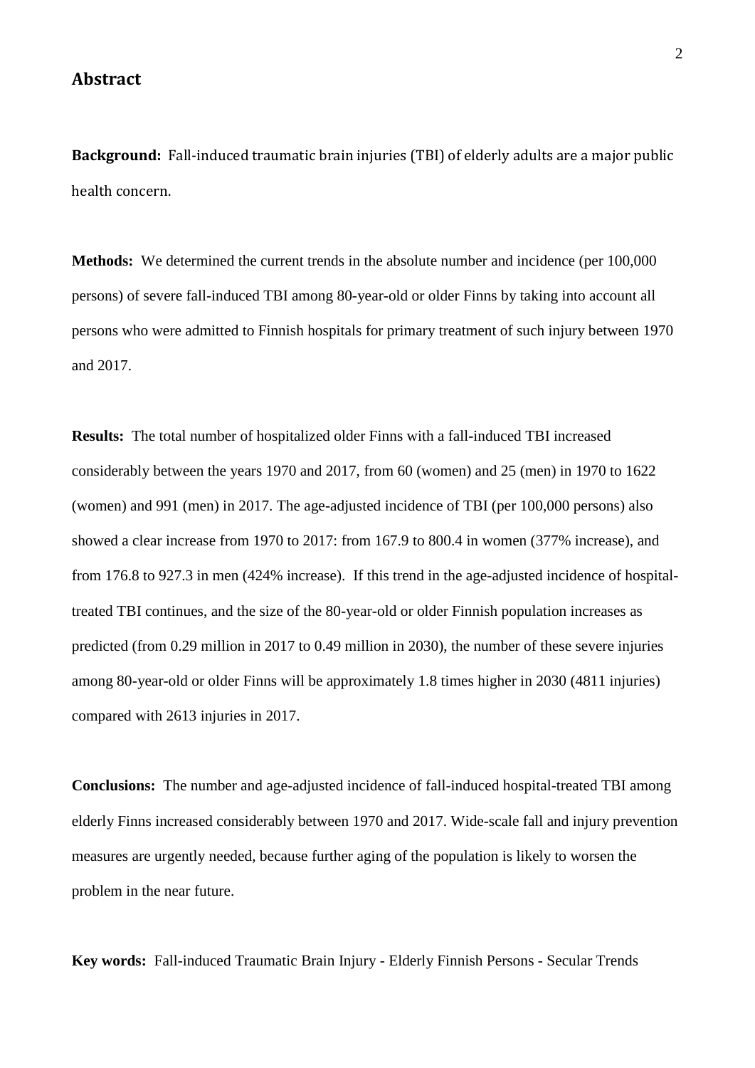## Abstract

**Background:** Fall-induced traumatic brain injuries (TBI) of elderly adults are a major public health concern.

**Methods:** We determined the current trends in the absolute number and incidence (per 100,000 persons) of severe fall-induced TBI among 80-year-old or older Finns by taking into account all persons who were admitted to Finnish hospitals for primary treatment of such injury between 1970 and 2017.

**Results:** The total number of hospitalized older Finns with a fall-induced TBI increased considerably between the years 1970 and 2017, from 60 (women) and 25 (men) in 1970 to 1622 (women) and 991 (men) in 2017. The age-adjusted incidence of TBI (per 100,000 persons) also showed a clear increase from 1970 to 2017: from 167.9 to 800.4 in women (377% increase), and from 176.8 to 927.3 in men (424% increase). If this trend in the age-adjusted incidence of hospital-treated TBI continues, and the size of the 80-year-old or older Finnish population increases as predicted (from 0.29 million in 2017 to 0.49 million in 2030), the number of these severe injuries among 80-year-old or older Finns will be approximately 1.8 times higher in 2030 (4811 injuries) compared with 2613 injuries in 2017.

**Conclusions:** The number and age-adjusted incidence of fall-induced hospital-treated TBI among elderly Finns increased considerably between 1970 and 2017. Wide-scale fall and injury prevention measures are urgently needed, because further aging of the population is likely to worsen the problem in the near future.

**Key words:** Fall-induced Traumatic Brain Injury - Elderly Finnish Persons - Secular Trends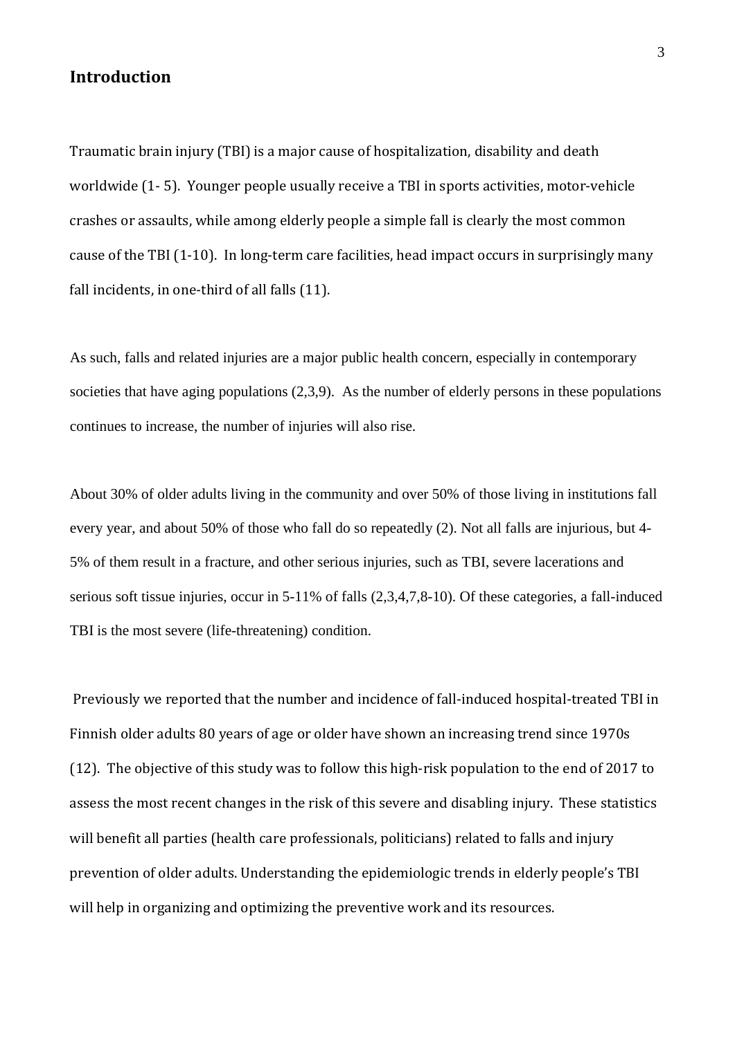## Introduction

Traumatic brain injury (TBI) is a major cause of hospitalization, disability and death worldwide (1- 5). Younger people usually receive a TBI in sports activities, motor-vehicle crashes or assaults, while among elderly people a simple fall is clearly the most common cause of the TBI (1-10). In long-term care facilities, head impact occurs in surprisingly many fall incidents, in one-third of all falls (11).

As such, falls and related injuries are a major public health concern, especially in contemporary societies that have aging populations (2,3,9). As the number of elderly persons in these populations continues to increase, the number of injuries will also rise.

About 30% of older adults living in the community and over 50% of those living in institutions fall every year, and about 50% of those who fall do so repeatedly (2). Not all falls are injurious, but 4-5% of them result in a fracture, and other serious injuries, such as TBI, severe lacerations and serious soft tissue injuries, occur in 5-11% of falls (2,3,4,7,8-10). Of these categories, a fall-induced TBI is the most severe (life-threatening) condition.

Previously we reported that the number and incidence of fall-induced hospital-treated TBI in Finnish older adults 80 years of age or older have shown an increasing trend since 1970s (12). The objective of this study was to follow this high-risk population to the end of 2017 to assess the most recent changes in the risk of this severe and disabling injury. These statistics will benefit all parties (health care professionals, politicians) related to falls and injury prevention of older adults. Understanding the epidemiologic trends in elderly people's TBI will help in organizing and optimizing the preventive work and its resources.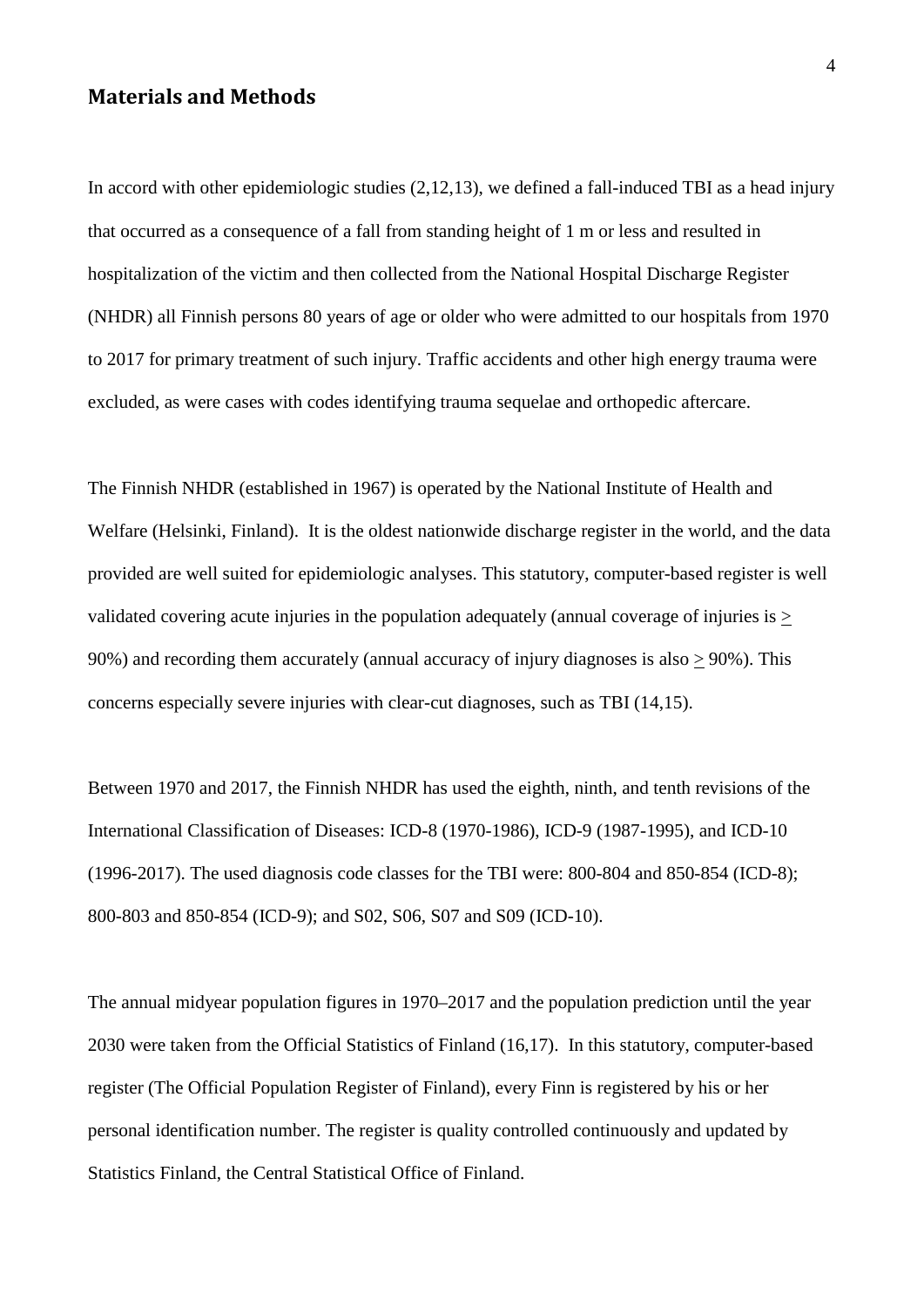## Materials and Methods

In accord with other epidemiologic studies (2,12,13), we defined a fall-induced TBI as a head injury that occurred as a consequence of a fall from standing height of 1 m or less and resulted in hospitalization of the victim and then collected from the National Hospital Discharge Register (NHDR) all Finnish persons 80 years of age or older who were admitted to our hospitals from 1970 to 2017 for primary treatment of such injury. Traffic accidents and other high energy trauma were excluded, as were cases with codes identifying trauma sequelae and orthopedic aftercare.

The Finnish NHDR (established in 1967) is operated by the National Institute of Health and Welfare (Helsinki, Finland). It is the oldest nationwide discharge register in the world, and the data provided are well suited for epidemiologic analyses. This statutory, computer-based register is well validated covering acute injuries in the population adequately (annual coverage of injuries is $\geq$ 90%) and recording them accurately (annual accuracy of injury diagnoses is also $\geq$ 90%). This concerns especially severe injuries with clear-cut diagnoses, such as TBI (14,15).

Between 1970 and 2017, the Finnish NHDR has used the eighth, ninth, and tenth revisions of the International Classification of Diseases: ICD-8 (1970-1986), ICD-9 (1987-1995), and ICD-10 (1996-2017). The used diagnosis code classes for the TBI were: 800-804 and 850-854 (ICD-8); 800-803 and 850-854 (ICD-9); and S02, S06, S07 and S09 (ICD-10).

The annual midyear population figures in 1970–2017 and the population prediction until the year 2030 were taken from the Official Statistics of Finland (16,17). In this statutory, computer-based register (The Official Population Register of Finland), every Finn is registered by his or her personal identification number. The register is quality controlled continuously and updated by Statistics Finland, the Central Statistical Office of Finland.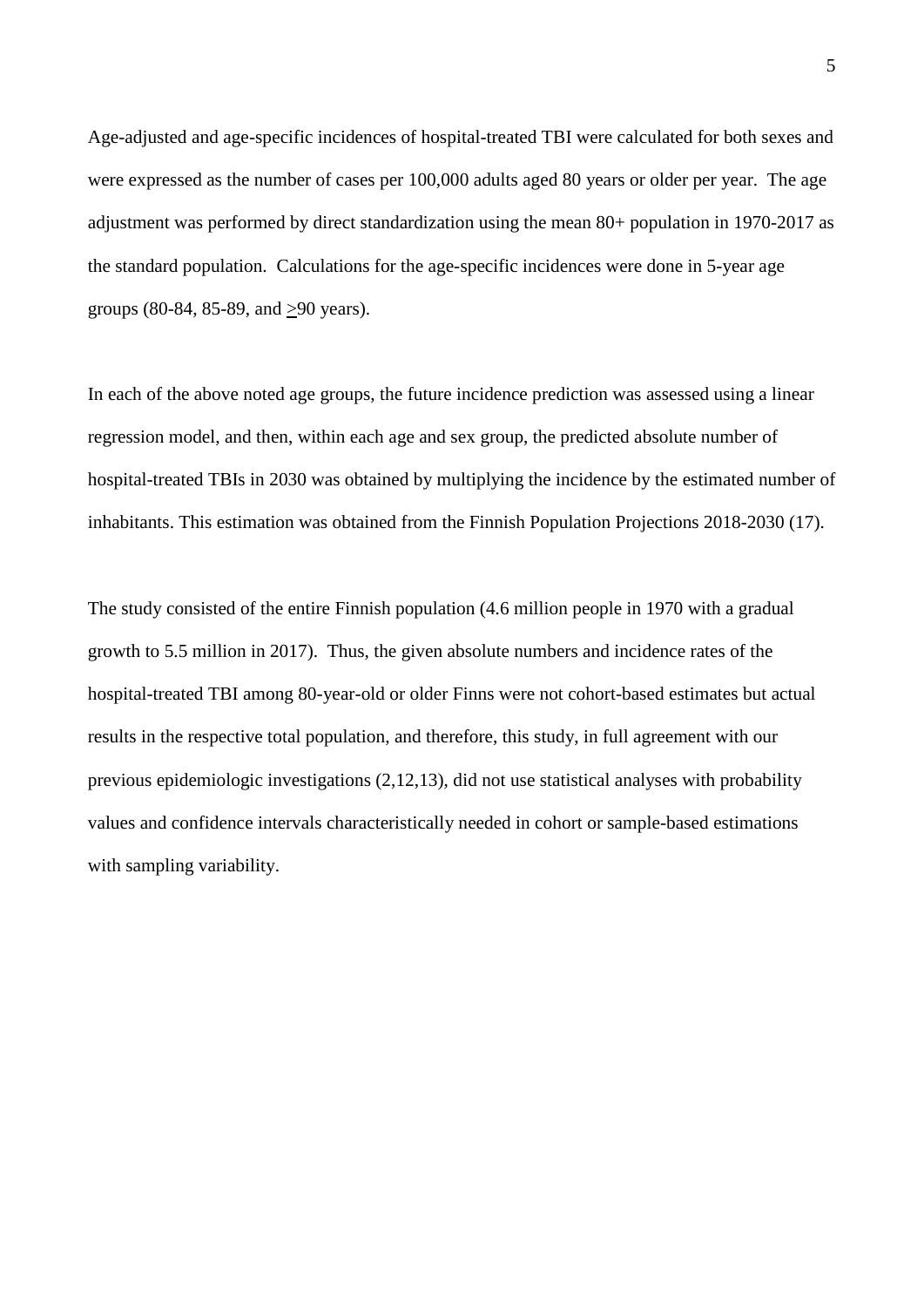Age-adjusted and age-specific incidences of hospital-treated TBI were calculated for both sexes and were expressed as the number of cases per 100,000 adults aged 80 years or older per year. The age adjustment was performed by direct standardization using the mean 80+ population in 1970-2017 as the standard population. Calculations for the age-specific incidences were done in 5-year age groups (80-84, 85-89, and ≥90 years).

In each of the above noted age groups, the future incidence prediction was assessed using a linear regression model, and then, within each age and sex group, the predicted absolute number of hospital-treated TBIs in 2030 was obtained by multiplying the incidence by the estimated number of inhabitants. This estimation was obtained from the Finnish Population Projections 2018-2030 (17).

The study consisted of the entire Finnish population (4.6 million people in 1970 with a gradual growth to 5.5 million in 2017). Thus, the given absolute numbers and incidence rates of the hospital-treated TBI among 80-year-old or older Finns were not cohort-based estimates but actual results in the respective total population, and therefore, this study, in full agreement with our previous epidemiologic investigations (2,12,13), did not use statistical analyses with probability values and confidence intervals characteristically needed in cohort or sample-based estimations with sampling variability.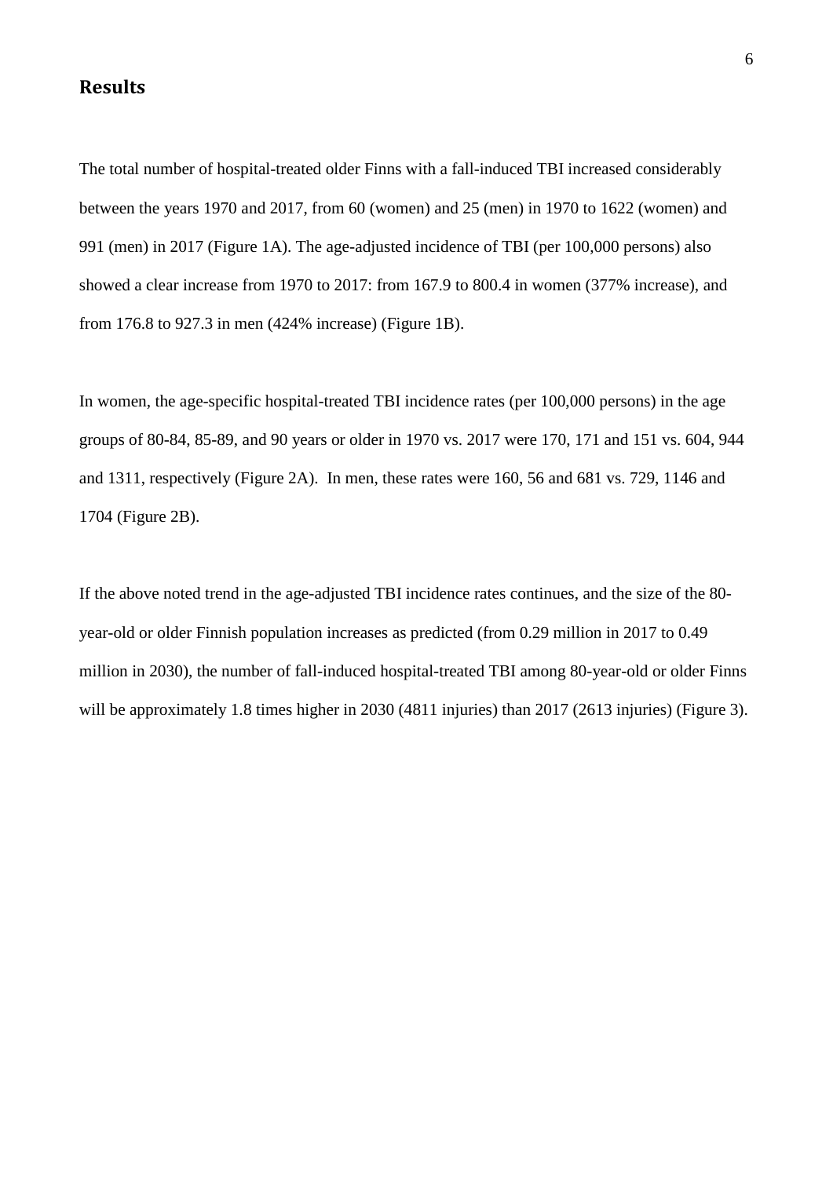## Results

The total number of hospital-treated older Finns with a fall-induced TBI increased considerably between the years 1970 and 2017, from 60 (women) and 25 (men) in 1970 to 1622 (women) and 991 (men) in 2017 (Figure 1A). The age-adjusted incidence of TBI (per 100,000 persons) also showed a clear increase from 1970 to 2017: from 167.9 to 800.4 in women (377% increase), and from 176.8 to 927.3 in men (424% increase) (Figure 1B).

In women, the age-specific hospital-treated TBI incidence rates (per 100,000 persons) in the age groups of 80-84, 85-89, and 90 years or older in 1970 vs. 2017 were 170, 171 and 151 vs. 604, 944 and 1311, respectively (Figure 2A). In men, these rates were 160, 56 and 681 vs. 729, 1146 and 1704 (Figure 2B).

If the above noted trend in the age-adjusted TBI incidence rates continues, and the size of the 80-year-old or older Finnish population increases as predicted (from 0.29 million in 2017 to 0.49 million in 2030), the number of fall-induced hospital-treated TBI among 80-year-old or older Finns will be approximately 1.8 times higher in 2030 (4811 injuries) than 2017 (2613 injuries) (Figure 3).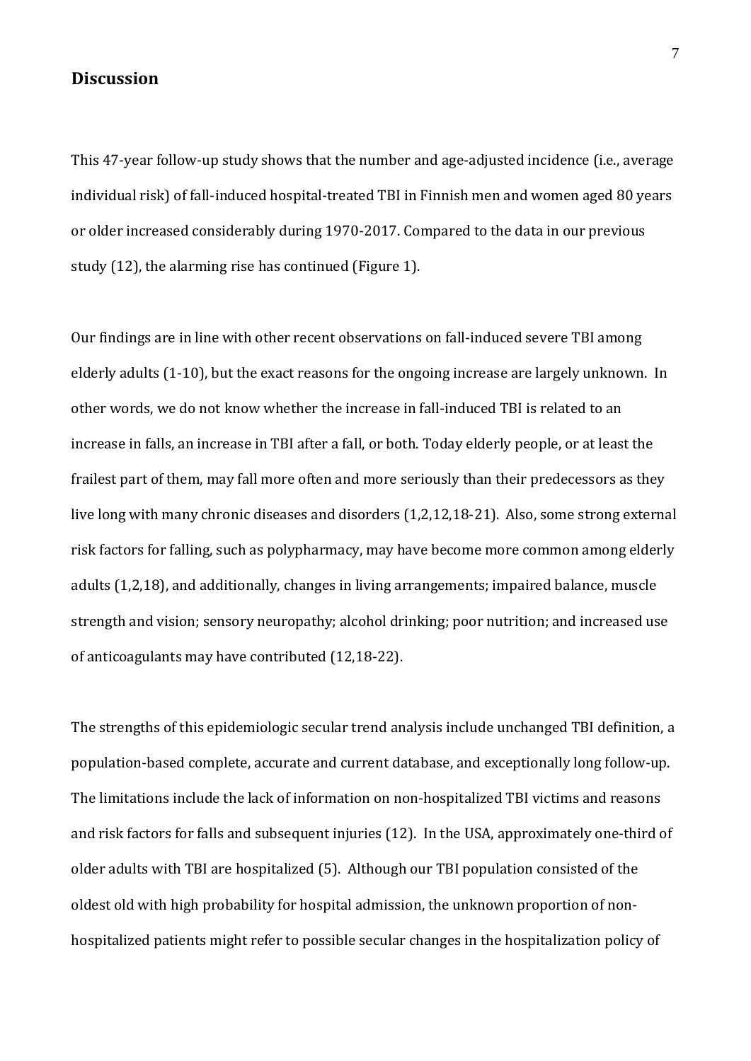## Discussion

This 47-year follow-up study shows that the number and age-adjusted incidence (i.e., average individual risk) of fall-induced hospital-treated TBI in Finnish men and women aged 80 years or older increased considerably during 1970-2017. Compared to the data in our previous study (12), the alarming rise has continued (Figure 1).

Our findings are in line with other recent observations on fall-induced severe TBI among elderly adults (1-10), but the exact reasons for the ongoing increase are largely unknown. In other words, we do not know whether the increase in fall-induced TBI is related to an increase in falls, an increase in TBI after a fall, or both. Today elderly people, or at least the frailest part of them, may fall more often and more seriously than their predecessors as they live long with many chronic diseases and disorders (1,2,12,18-21). Also, some strong external risk factors for falling, such as polypharmacy, may have become more common among elderly adults (1,2,18), and additionally, changes in living arrangements; impaired balance, muscle strength and vision; sensory neuropathy; alcohol drinking; poor nutrition; and increased use of anticoagulants may have contributed (12,18-22).

The strengths of this epidemiologic secular trend analysis include unchanged TBI definition, a population-based complete, accurate and current database, and exceptionally long follow-up. The limitations include the lack of information on non-hospitalized TBI victims and reasons and risk factors for falls and subsequent injuries (12). In the USA, approximately one-third of older adults with TBI are hospitalized (5). Although our TBI population consisted of the oldest old with high probability for hospital admission, the unknown proportion of non-hospitalized patients might refer to possible secular changes in the hospitalization policy of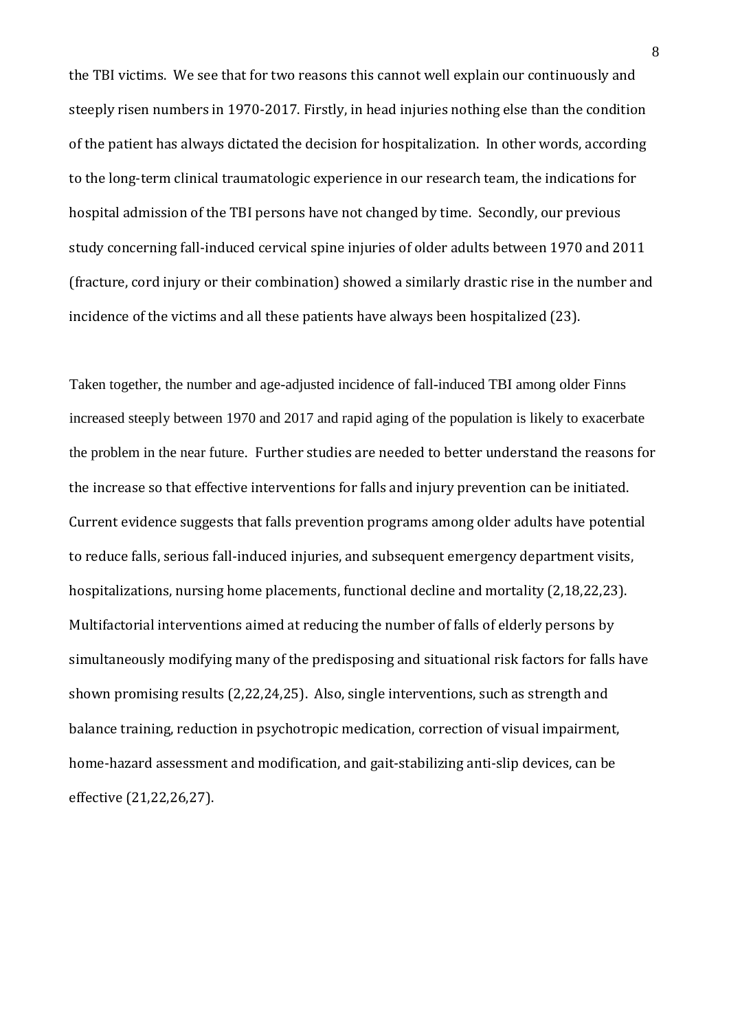the TBI victims. We see that for two reasons this cannot well explain our continuously and steeply risen numbers in 1970-2017. Firstly, in head injuries nothing else than the condition of the patient has always dictated the decision for hospitalization. In other words, according to the long-term clinical traumatologic experience in our research team, the indications for hospital admission of the TBI persons have not changed by time. Secondly, our previous study concerning fall-induced cervical spine injuries of older adults between 1970 and 2011 (fracture, cord injury or their combination) showed a similarly drastic rise in the number and incidence of the victims and all these patients have always been hospitalized (23).

Taken together, the number and age-adjusted incidence of fall-induced TBI among older Finns increased steeply between 1970 and 2017 and rapid aging of the population is likely to exacerbate the problem in the near future. Further studies are needed to better understand the reasons for the increase so that effective interventions for falls and injury prevention can be initiated. Current evidence suggests that falls prevention programs among older adults have potential to reduce falls, serious fall-induced injuries, and subsequent emergency department visits, hospitalizations, nursing home placements, functional decline and mortality (2,18,22,23). Multifactorial interventions aimed at reducing the number of falls of elderly persons by simultaneously modifying many of the predisposing and situational risk factors for falls have shown promising results (2,22,24,25). Also, single interventions, such as strength and balance training, reduction in psychotropic medication, correction of visual impairment, home-hazard assessment and modification, and gait-stabilizing anti-slip devices, can be effective (21,22,26,27).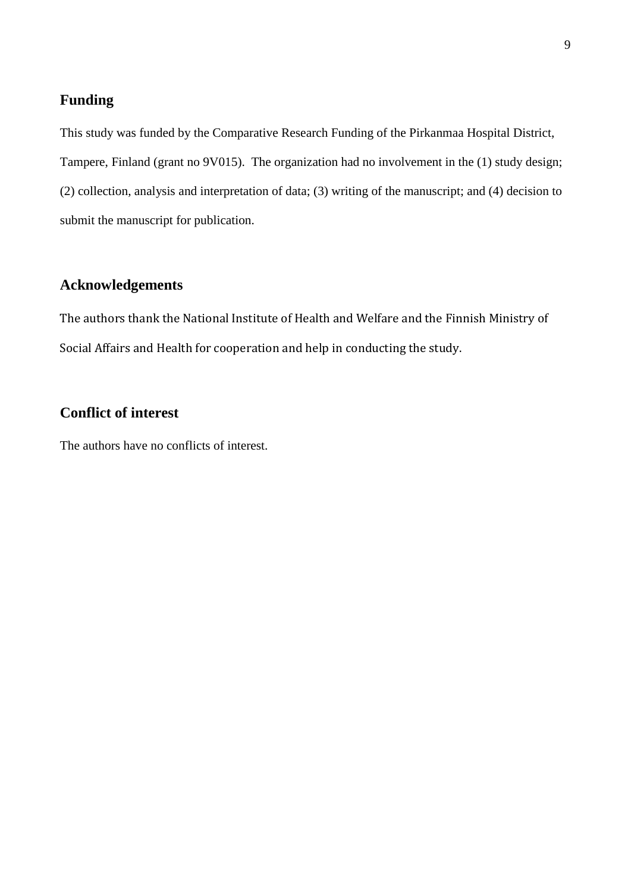## Funding

This study was funded by the Comparative Research Funding of the Pirkanmaa Hospital District, Tampere, Finland (grant no 9V015). The organization had no involvement in the (1) study design; (2) collection, analysis and interpretation of data; (3) writing of the manuscript; and (4) decision to submit the manuscript for publication.

## Acknowledgements

The authors thank the National Institute of Health and Welfare and the Finnish Ministry of Social Affairs and Health for cooperation and help in conducting the study.

## Conflict of interest

The authors have no conflicts of interest.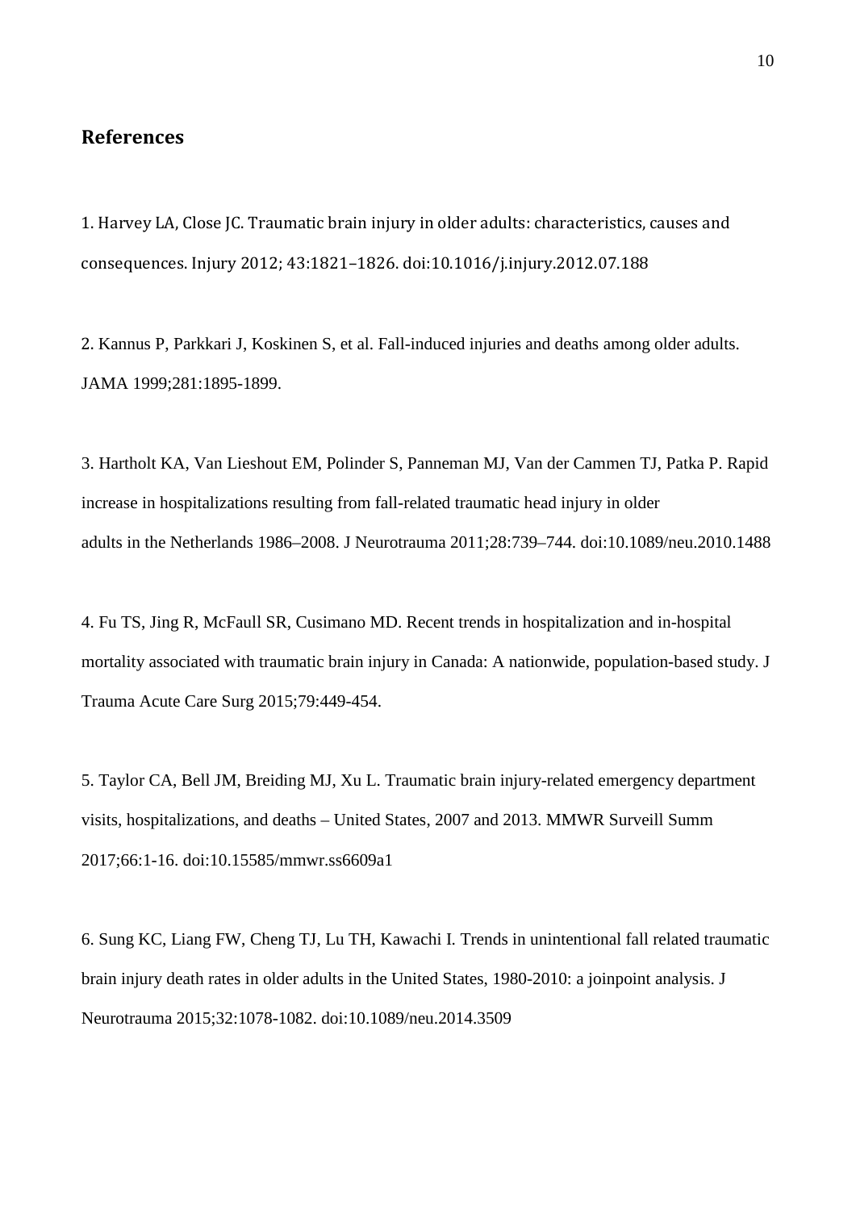## References

1. Harvey LA, Close JC. Traumatic brain injury in older adults: characteristics, causes and consequences. Injury 2012; 43:1821–1826. doi:10.1016/j.injury.2012.07.188

2. Kannus P, Parkkari J, Koskinen S, et al. Fall-induced injuries and deaths among older adults. JAMA 1999;281:1895-1899.

3. Hartholt KA, Van Lieshout EM, Polinder S, Panneman MJ, Van der Cammen TJ, Patka P. Rapid increase in hospitalizations resulting from fall-related traumatic head injury in older adults in the Netherlands 1986–2008. J Neurotrauma 2011;28:739–744. doi:10.1089/neu.2010.1488

4. Fu TS, Jing R, McFaull SR, Cusimano MD. Recent trends in hospitalization and in-hospital mortality associated with traumatic brain injury in Canada: A nationwide, population-based study. J Trauma Acute Care Surg 2015;79:449-454.

5. Taylor CA, Bell JM, Breiding MJ, Xu L. Traumatic brain injury-related emergency department visits, hospitalizations, and deaths – United States, 2007 and 2013. MMWR Surveill Summ 2017;66:1-16. doi:10.15585/mmwr.ss6609a1

6. Sung KC, Liang FW, Cheng TJ, Lu TH, Kawachi I. Trends in unintentional fall related traumatic brain injury death rates in older adults in the United States, 1980-2010: a joinpoint analysis. J Neurotrauma 2015;32:1078-1082. doi:10.1089/neu.2014.3509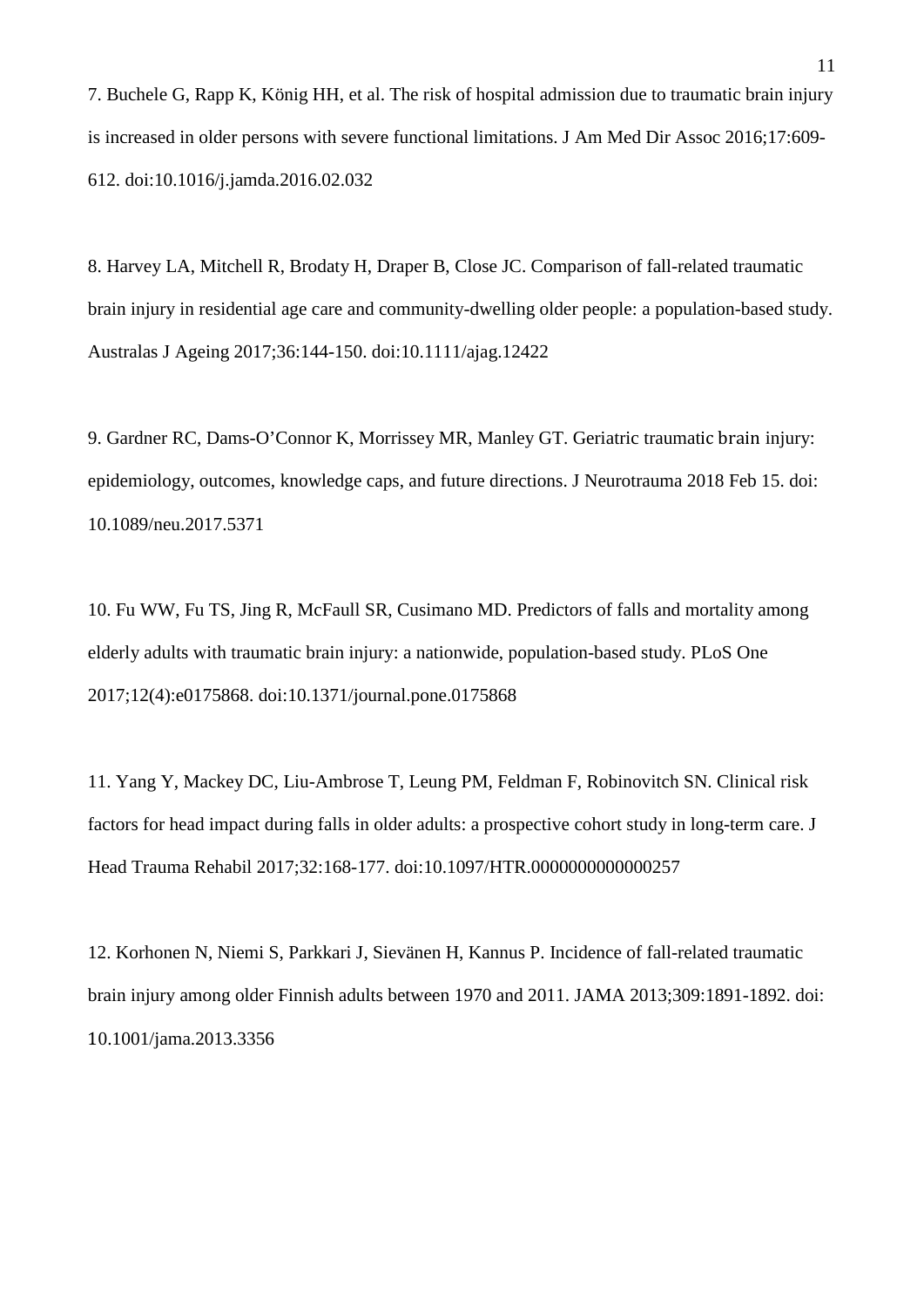7. Buchele G, Rapp K, König HH, et al. The risk of hospital admission due to traumatic brain injury is increased in older persons with severe functional limitations. J Am Med Dir Assoc 2016;17:609-612. doi:10.1016/j.jamda.2016.02.032

8. Harvey LA, Mitchell R, Brodaty H, Draper B, Close JC. Comparison of fall-related traumatic brain injury in residential age care and community-dwelling older people: a population-based study. Australas J Ageing 2017;36:144-150. doi:10.1111/ajag.12422

9. Gardner RC, Dams-O'Connor K, Morrissey MR, Manley GT. Geriatric traumatic brain injury: epidemiology, outcomes, knowledge caps, and future directions. J Neurotrauma 2018 Feb 15. doi: 10.1089/neu.2017.5371

10. Fu WW, Fu TS, Jing R, McFaull SR, Cusimano MD. Predictors of falls and mortality among elderly adults with traumatic brain injury: a nationwide, population-based study. PLoS One 2017;12(4):e0175868. doi:10.1371/journal.pone.0175868

11. Yang Y, Mackey DC, Liu-Ambrose T, Leung PM, Feldman F, Robinovitch SN. Clinical risk factors for head impact during falls in older adults: a prospective cohort study in long-term care. J Head Trauma Rehabil 2017;32:168-177. doi:10.1097/HTR.0000000000000257

12. Korhonen N, Niemi S, Parkkari J, Sievänen H, Kannus P. Incidence of fall-related traumatic brain injury among older Finnish adults between 1970 and 2011. JAMA 2013;309:1891-1892. doi: 10.1001/jama.2013.3356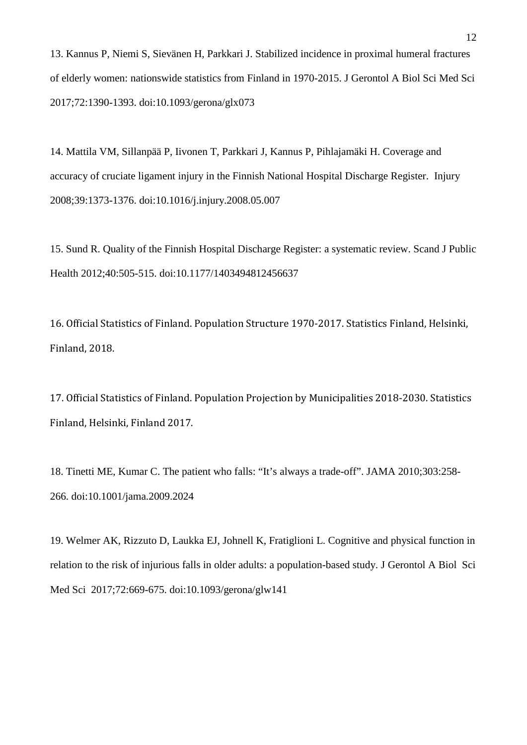13. Kannus P, Niemi S, Sievänen H, Parkkari J. Stabilized incidence in proximal humeral fractures of elderly women: nationswide statistics from Finland in 1970-2015. J Gerontol A Biol Sci Med Sci 2017;72:1390-1393. doi:10.1093/gerona/glx073

14. Mattila VM, Sillanpää P, Iivonen T, Parkkari J, Kannus P, Pihlajamäki H. Coverage and accuracy of cruciate ligament injury in the Finnish National Hospital Discharge Register. Injury 2008;39:1373-1376. doi:10.1016/j.injury.2008.05.007

15. Sund R. Quality of the Finnish Hospital Discharge Register: a systematic review. Scand J Public Health 2012;40:505-515. doi:10.1177/1403494812456637

16. Official Statistics of Finland. Population Structure 1970-2017. Statistics Finland, Helsinki, Finland, 2018.

17. Official Statistics of Finland. Population Projection by Municipalities 2018-2030. Statistics Finland, Helsinki, Finland 2017.

18. Tinetti ME, Kumar C. The patient who falls: "It's always a trade-off". JAMA 2010;303:258-266. doi:10.1001/jama.2009.2024

19. Welmer AK, Rizzuto D, Laukka EJ, Johnell K, Fratiglioni L. Cognitive and physical function in relation to the risk of injurious falls in older adults: a population-based study. J Gerontol A Biol Sci Med Sci 2017;72:669-675. doi:10.1093/gerona/glw141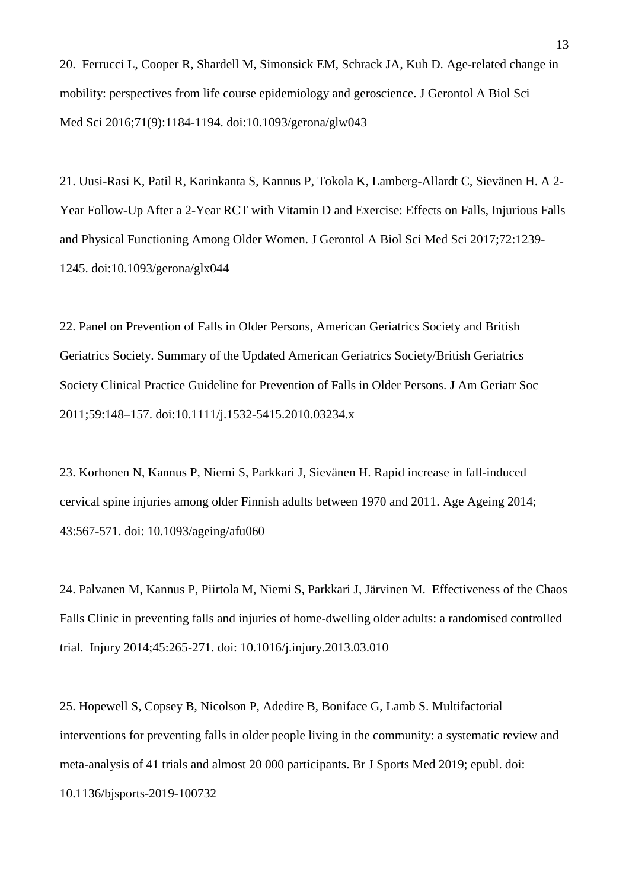20. Ferrucci L, Cooper R, Shardell M, Simonsick EM, Schrack JA, Kuh D. Age-related change in mobility: perspectives from life course epidemiology and geroscience. J Gerontol A Biol Sci Med Sci 2016;71(9):1184-1194. doi:10.1093/gerona/glw043

21. Uusi-Rasi K, Patil R, Karinkanta S, Kannus P, Tokola K, Lamberg-Allardt C, Sievänen H. A 2-Year Follow-Up After a 2-Year RCT with Vitamin D and Exercise: Effects on Falls, Injurious Falls and Physical Functioning Among Older Women. J Gerontol A Biol Sci Med Sci 2017;72:1239-1245. doi:10.1093/gerona/glx044

22. Panel on Prevention of Falls in Older Persons, American Geriatrics Society and British Geriatrics Society. Summary of the Updated American Geriatrics Society/British Geriatrics Society Clinical Practice Guideline for Prevention of Falls in Older Persons. J Am Geriatr Soc 2011;59:148–157. doi:10.1111/j.1532-5415.2010.03234.x

23. Korhonen N, Kannus P, Niemi S, Parkkari J, Sievänen H. Rapid increase in fall-induced cervical spine injuries among older Finnish adults between 1970 and 2011. Age Ageing 2014; 43:567-571. doi: 10.1093/ageing/afu060

24. Palvanen M, Kannus P, Piirtola M, Niemi S, Parkkari J, Järvinen M. Effectiveness of the Chaos Falls Clinic in preventing falls and injuries of home-dwelling older adults: a randomised controlled trial. Injury 2014;45:265-271. doi: 10.1016/j.injury.2013.03.010

25. Hopewell S, Copsey B, Nicolson P, Adedire B, Boniface G, Lamb S. Multifactorial interventions for preventing falls in older people living in the community: a systematic review and meta-analysis of 41 trials and almost 20 000 participants. Br J Sports Med 2019; epubl. doi: 10.1136/bjsports-2019-100732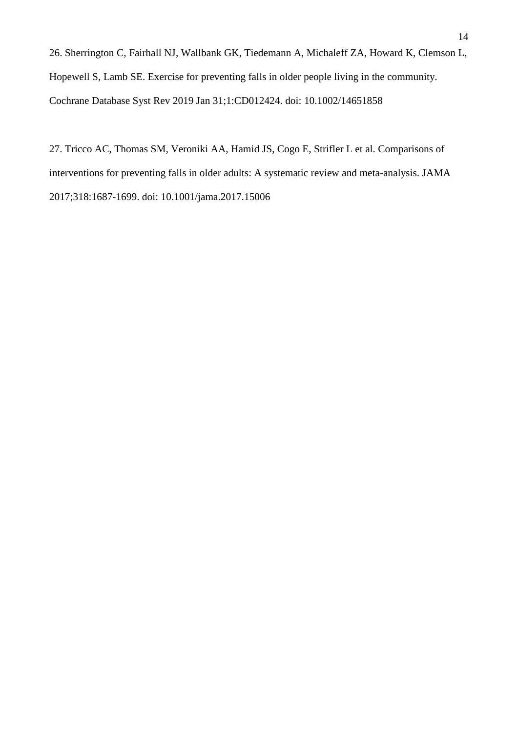26. Sherrington C, Fairhall NJ, Wallbank GK, Tiedemann A, Michaleff ZA, Howard K, Clemson L, Hopewell S, Lamb SE. Exercise for preventing falls in older people living in the community. Cochrane Database Syst Rev 2019 Jan 31;1:CD012424. doi: 10.1002/14651858

27. Tricco AC, Thomas SM, Veroniki AA, Hamid JS, Cogo E, Strifler L et al. Comparisons of interventions for preventing falls in older adults: A systematic review and meta-analysis. JAMA 2017;318:1687-1699. doi: 10.1001/jama.2017.15006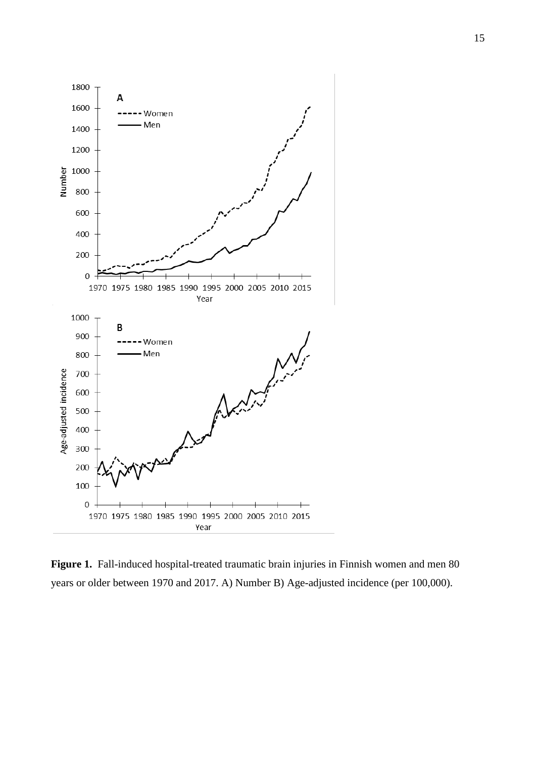**Figure 1.** Fall-induced hospital-treated traumatic brain injuries in Finnish women and men 80 years or older between 1970 and 2017. A) Number B) Age-adjusted incidence (per 100,000).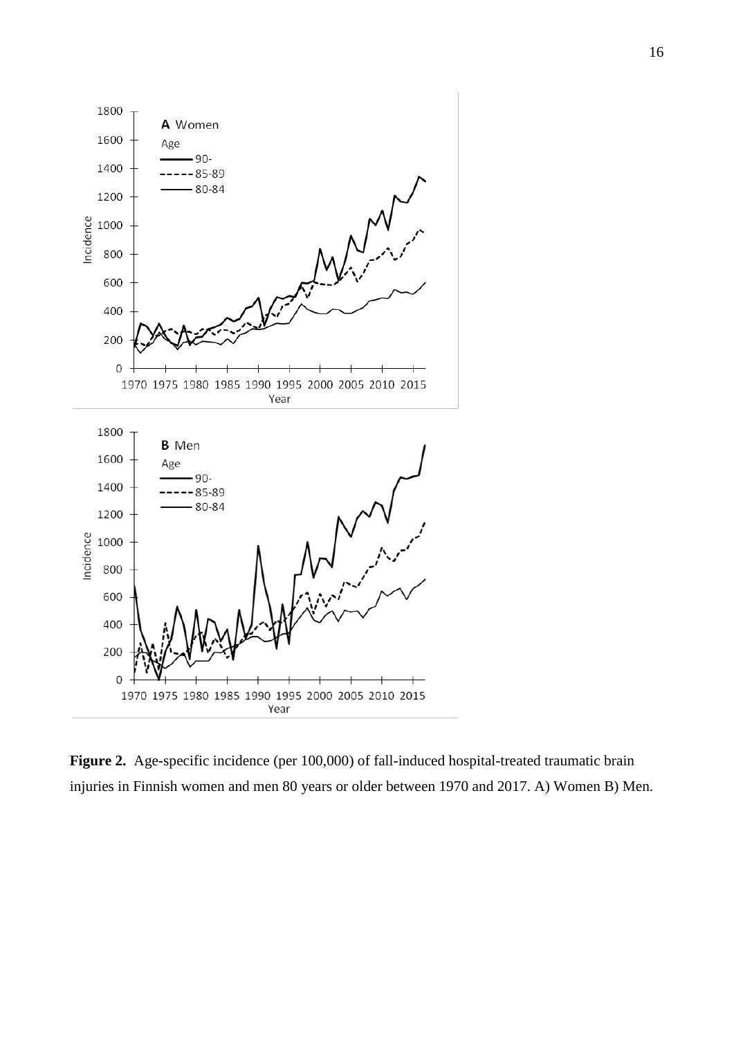**Figure 2.** Age-specific incidence (per 100,000) of fall-induced hospital-treated traumatic brain injuries in Finnish women and men 80 years or older between 1970 and 2017. A) Women B) Men.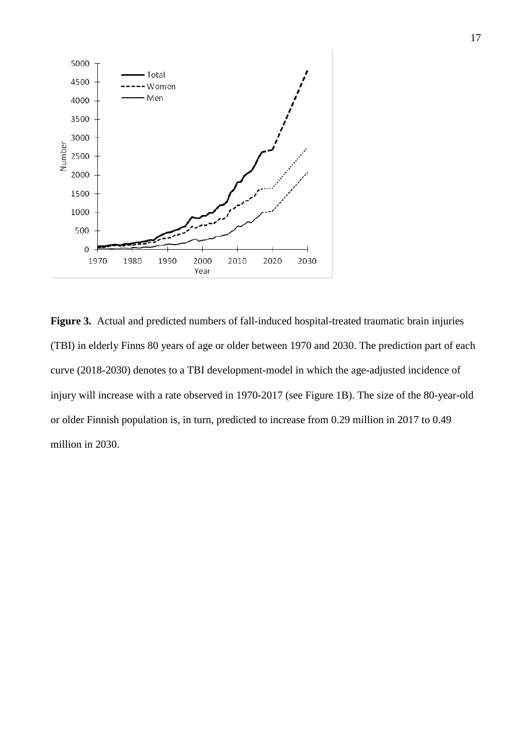5000
4500
4000
3500
3000
2500
2000
1500
1000
500
0

Number

1970 1980 1990 2000 2010 2020 2030

Year

Total
Women
Men

**Figure 3.** Actual and predicted numbers of fall-induced hospital-treated traumatic brain injuries (TBI) in elderly Finns 80 years of age or older between 1970 and 2030. The prediction part of each curve (2018-2030) denotes to a TBI development-model in which the age-adjusted incidence of injury will increase with a rate observed in 1970-2017 (see Figure 1B). The size of the 80-year-old or older Finnish population is, in turn, predicted to increase from 0.29 million in 2017 to 0.49 million in 2030.